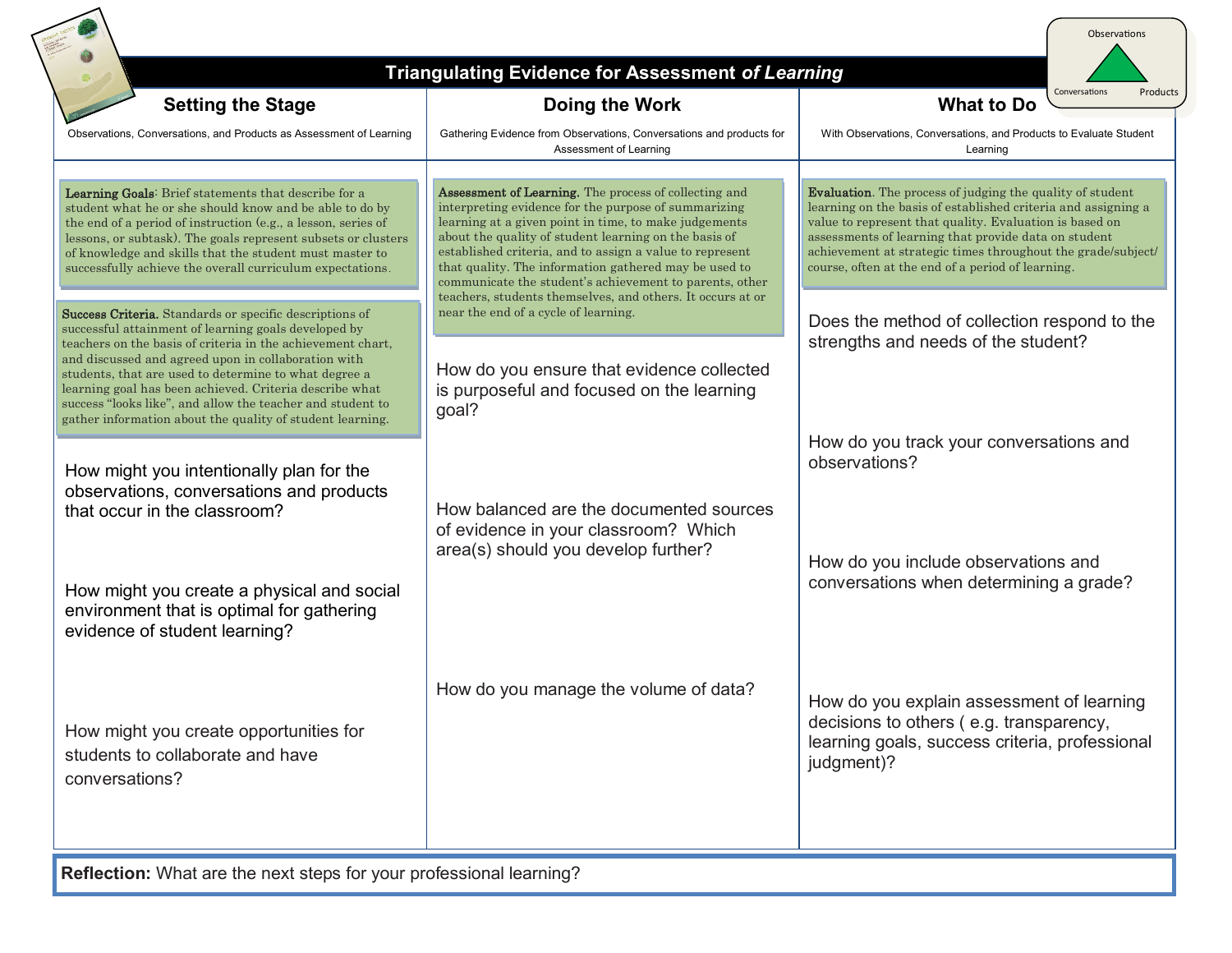# Triangulating Evidence for Assessment *of Learning*

Observations

Conversations　　Products

## Setting the Stage

Observations, Conversations, and Products as Assessment of Learning

**Learning Goals**: Brief statements that describe for a student what he or she should know and be able to do by the end of a period of instruction (e.g., a lesson, series of lessons, or subtask). The goals represent subsets or clusters of knowledge and skills that the student must master to successfully achieve the overall curriculum expectations.

**Success Criteria.** Standards or specific descriptions of successful attainment of learning goals developed by teachers on the basis of criteria in the achievement chart, and discussed and agreed upon in collaboration with students, that are used to determine to what degree a learning goal has been achieved. Criteria describe what success "looks like", and allow the teacher and student to gather information about the quality of student learning.

How might you intentionally plan for the observations, conversations and products that occur in the classroom?

How might you create a physical and social environment that is optimal for gathering evidence of student learning?

How might you create opportunities for students to collaborate and have conversations?

## Doing the Work

Gathering Evidence from Observations, Conversations and products for Assessment of Learning

**Assessment of Learning.** The process of collecting and interpreting evidence for the purpose of summarizing learning at a given point in time, to make judgements about the quality of student learning on the basis of established criteria, and to assign a value to represent that quality. The information gathered may be used to communicate the student's achievement to parents, other teachers, students themselves, and others. It occurs at or near the end of a cycle of learning.

How do you ensure that evidence collected is purposeful and focused on the learning goal?

How balanced are the documented sources of evidence in your classroom? Which area(s) should you develop further?

How do you manage the volume of data?

## What to Do

With Observations, Conversations, and Products to Evaluate Student Learning

**Evaluation**. The process of judging the quality of student learning on the basis of established criteria and assigning a value to represent that quality. Evaluation is based on assessments of learning that provide data on student achievement at strategic times throughout the grade/subject/course, often at the end of a period of learning.

Does the method of collection respond to the strengths and needs of the student?

How do you track your conversations and observations?

How do you include observations and conversations when determining a grade?

How do you explain assessment of learning decisions to others ( e.g. transparency, learning goals, success criteria, professional judgment)?

**Reflection:** What are the next steps for your professional learning?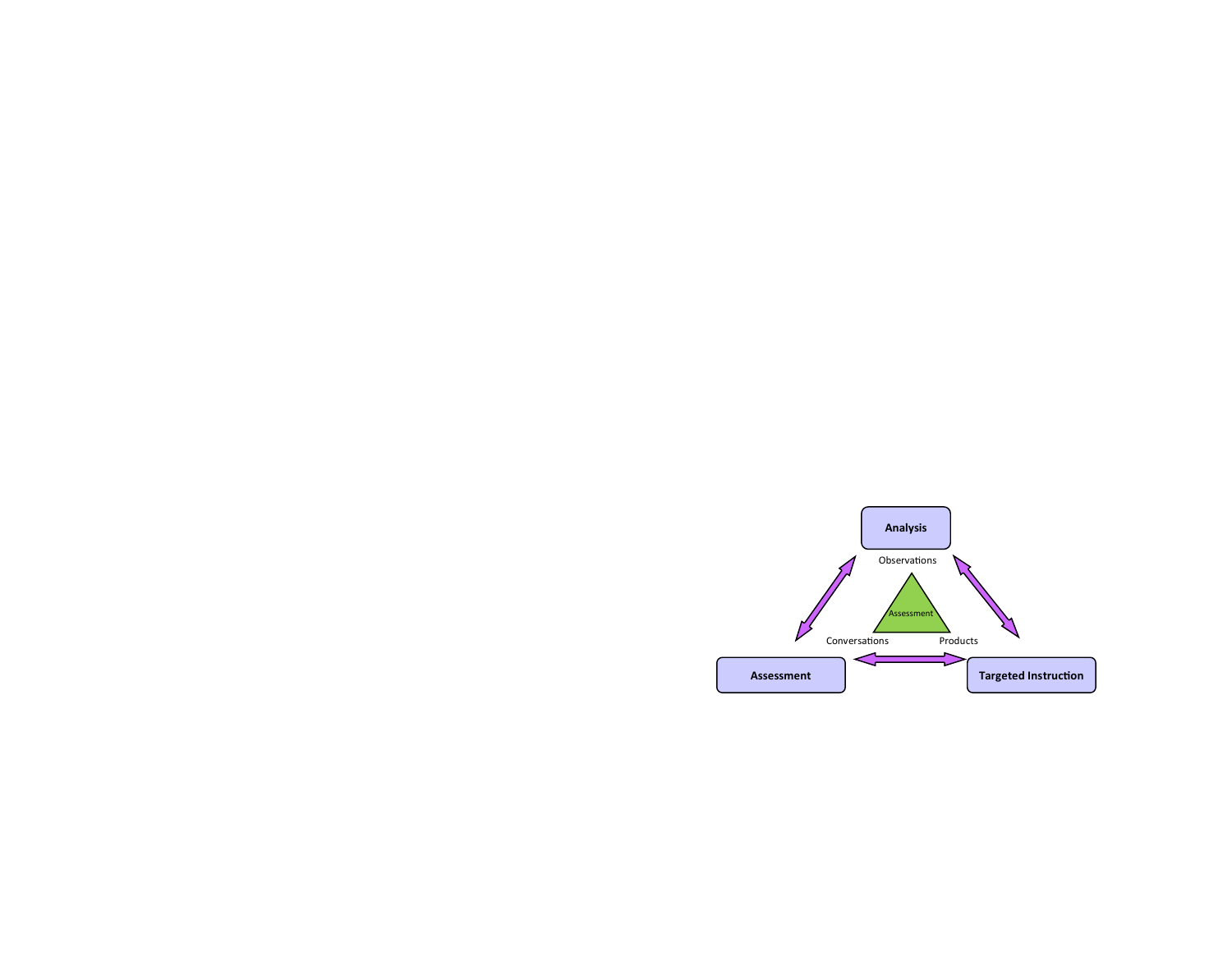Analysis

Observations

Assessment

Conversations

Products

Assessment

Targeted Instruction